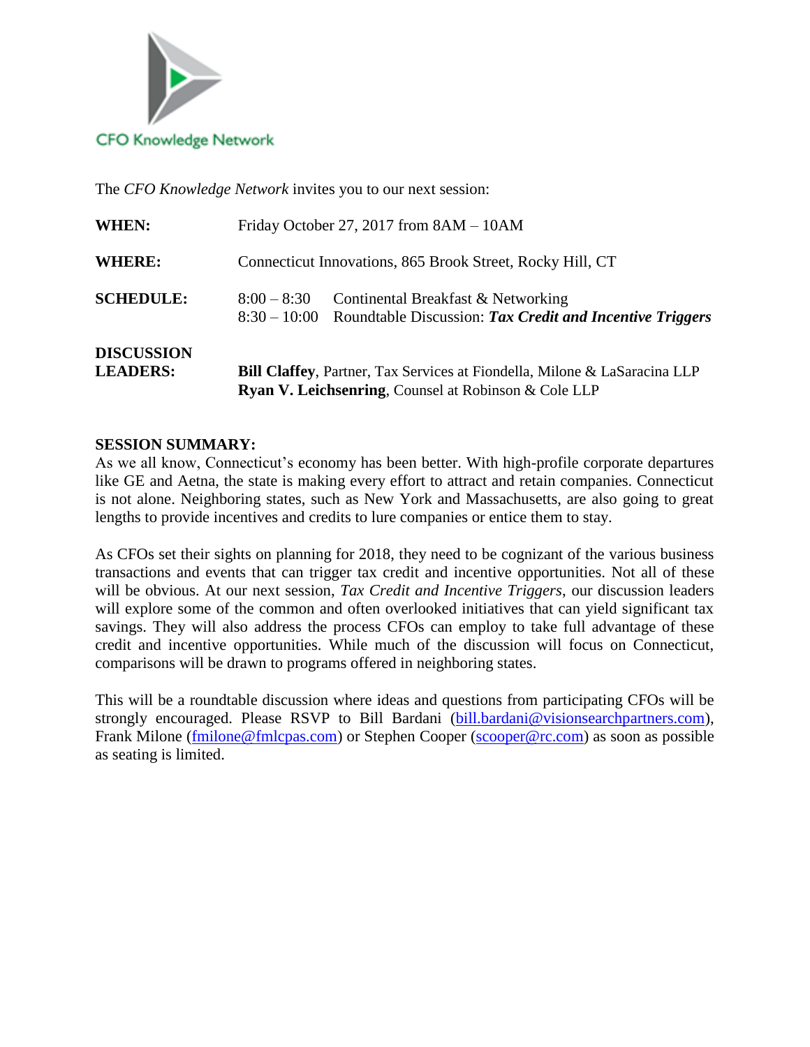CFO Knowledge Network

The *CFO Knowledge Network* invites you to our next session:

**WHEN:** Friday October 27, 2017 from 8AM – 10AM

**WHERE:** Connecticut Innovations, 865 Brook Street, Rocky Hill, CT

**SCHEDULE:**
8:00 – 8:30 Continental Breakfast & Networking
8:30 – 10:00 Roundtable Discussion: ***Tax Credit and Incentive Triggers***

**DISCUSSION LEADERS:**
**Bill Claffey**, Partner, Tax Services at Fiondella, Milone & LaSaracina LLP
**Ryan V. Leichsenring**, Counsel at Robinson & Cole LLP

**SESSION SUMMARY:**
As we all know, Connecticut's economy has been better. With high-profile corporate departures like GE and Aetna, the state is making every effort to attract and retain companies. Connecticut is not alone. Neighboring states, such as New York and Massachusetts, are also going to great lengths to provide incentives and credits to lure companies or entice them to stay.

As CFOs set their sights on planning for 2018, they need to be cognizant of the various business transactions and events that can trigger tax credit and incentive opportunities. Not all of these will be obvious. At our next session, *Tax Credit and Incentive Triggers*, our discussion leaders will explore some of the common and often overlooked initiatives that can yield significant tax savings. They will also address the process CFOs can employ to take full advantage of these credit and incentive opportunities. While much of the discussion will focus on Connecticut, comparisons will be drawn to programs offered in neighboring states.

This will be a roundtable discussion where ideas and questions from participating CFOs will be strongly encouraged. Please RSVP to Bill Bardani (bill.bardani@visionsearchpartners.com), Frank Milone (fmilone@fmlcpas.com) or Stephen Cooper (scooper@rc.com) as soon as possible as seating is limited.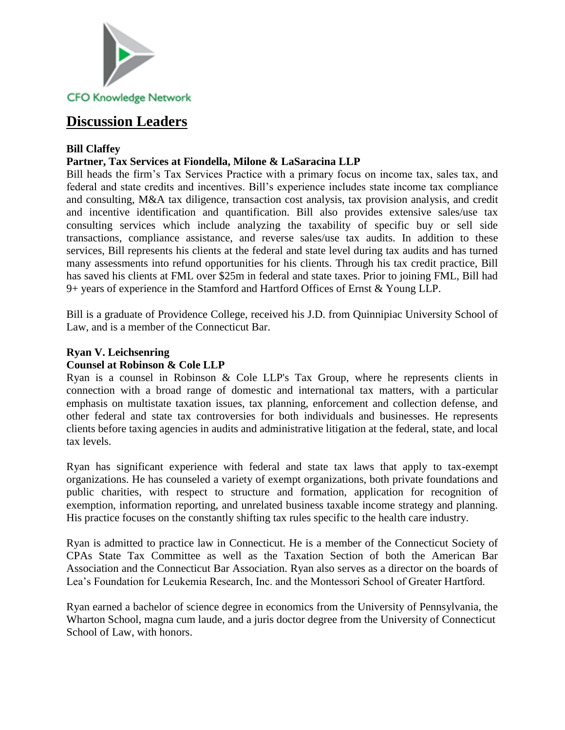CFO Knowledge Network

# Discussion Leaders

**Bill Claffey**
**Partner, Tax Services at Fiondella, Milone & LaSaracina LLP**

Bill heads the firm's Tax Services Practice with a primary focus on income tax, sales tax, and federal and state credits and incentives. Bill's experience includes state income tax compliance and consulting, M&A tax diligence, transaction cost analysis, tax provision analysis, and credit and incentive identification and quantification. Bill also provides extensive sales/use tax consulting services which include analyzing the taxability of specific buy or sell side transactions, compliance assistance, and reverse sales/use tax audits. In addition to these services, Bill represents his clients at the federal and state level during tax audits and has turned many assessments into refund opportunities for his clients. Through his tax credit practice, Bill has saved his clients at FML over $25m in federal and state taxes. Prior to joining FML, Bill had 9+ years of experience in the Stamford and Hartford Offices of Ernst & Young LLP.

Bill is a graduate of Providence College, received his J.D. from Quinnipiac University School of Law, and is a member of the Connecticut Bar.

**Ryan V. Leichsenring**
**Counsel at Robinson & Cole LLP**

Ryan is a counsel in Robinson & Cole LLP's Tax Group, where he represents clients in connection with a broad range of domestic and international tax matters, with a particular emphasis on multistate taxation issues, tax planning, enforcement and collection defense, and other federal and state tax controversies for both individuals and businesses. He represents clients before taxing agencies in audits and administrative litigation at the federal, state, and local tax levels.

Ryan has significant experience with federal and state tax laws that apply to tax-exempt organizations. He has counseled a variety of exempt organizations, both private foundations and public charities, with respect to structure and formation, application for recognition of exemption, information reporting, and unrelated business taxable income strategy and planning. His practice focuses on the constantly shifting tax rules specific to the health care industry.

Ryan is admitted to practice law in Connecticut. He is a member of the Connecticut Society of CPAs State Tax Committee as well as the Taxation Section of both the American Bar Association and the Connecticut Bar Association. Ryan also serves as a director on the boards of Lea's Foundation for Leukemia Research, Inc. and the Montessori School of Greater Hartford.

Ryan earned a bachelor of science degree in economics from the University of Pennsylvania, the Wharton School, magna cum laude, and a juris doctor degree from the University of Connecticut School of Law, with honors.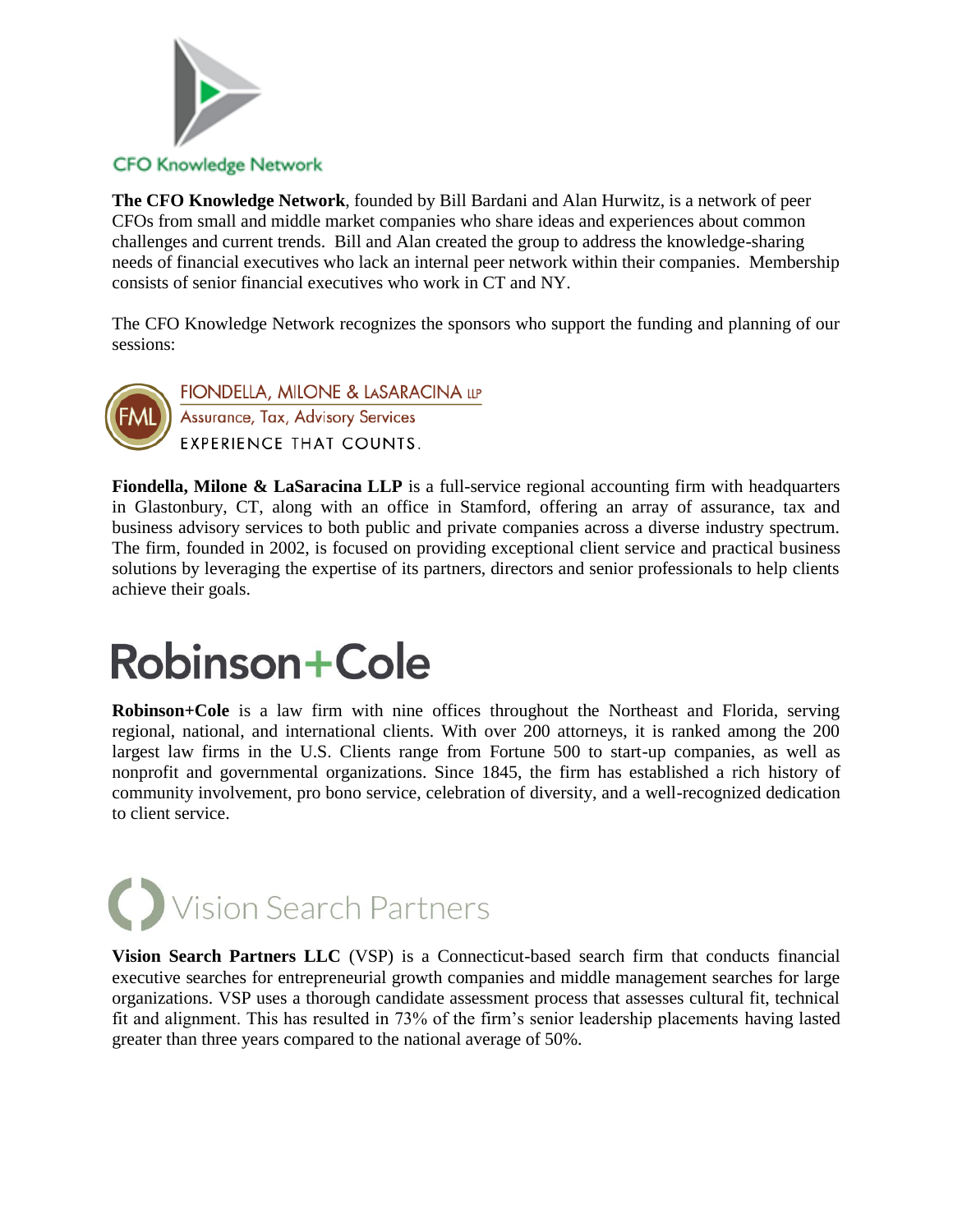CFO Knowledge Network

**The CFO Knowledge Network**, founded by Bill Bardani and Alan Hurwitz, is a network of peer CFOs from small and middle market companies who share ideas and experiences about common challenges and current trends. Bill and Alan created the group to address the knowledge-sharing needs of financial executives who lack an internal peer network within their companies. Membership consists of senior financial executives who work in CT and NY.

The CFO Knowledge Network recognizes the sponsors who support the funding and planning of our sessions:

FIONDELLA, MILONE & LASARACINA LLP
Assurance, Tax, Advisory Services
EXPERIENCE THAT COUNTS.

**Fiondella, Milone & LaSaracina LLP** is a full-service regional accounting firm with headquarters in Glastonbury, CT, along with an office in Stamford, offering an array of assurance, tax and business advisory services to both public and private companies across a diverse industry spectrum. The firm, founded in 2002, is focused on providing exceptional client service and practical business solutions by leveraging the expertise of its partners, directors and senior professionals to help clients achieve their goals.

Robinson+Cole

**Robinson+Cole** is a law firm with nine offices throughout the Northeast and Florida, serving regional, national, and international clients. With over 200 attorneys, it is ranked among the 200 largest law firms in the U.S. Clients range from Fortune 500 to start-up companies, as well as nonprofit and governmental organizations. Since 1845, the firm has established a rich history of community involvement, pro bono service, celebration of diversity, and a well-recognized dedication to client service.

Vision Search Partners

**Vision Search Partners LLC** (VSP) is a Connecticut-based search firm that conducts financial executive searches for entrepreneurial growth companies and middle management searches for large organizations. VSP uses a thorough candidate assessment process that assesses cultural fit, technical fit and alignment. This has resulted in 73% of the firm's senior leadership placements having lasted greater than three years compared to the national average of 50%.